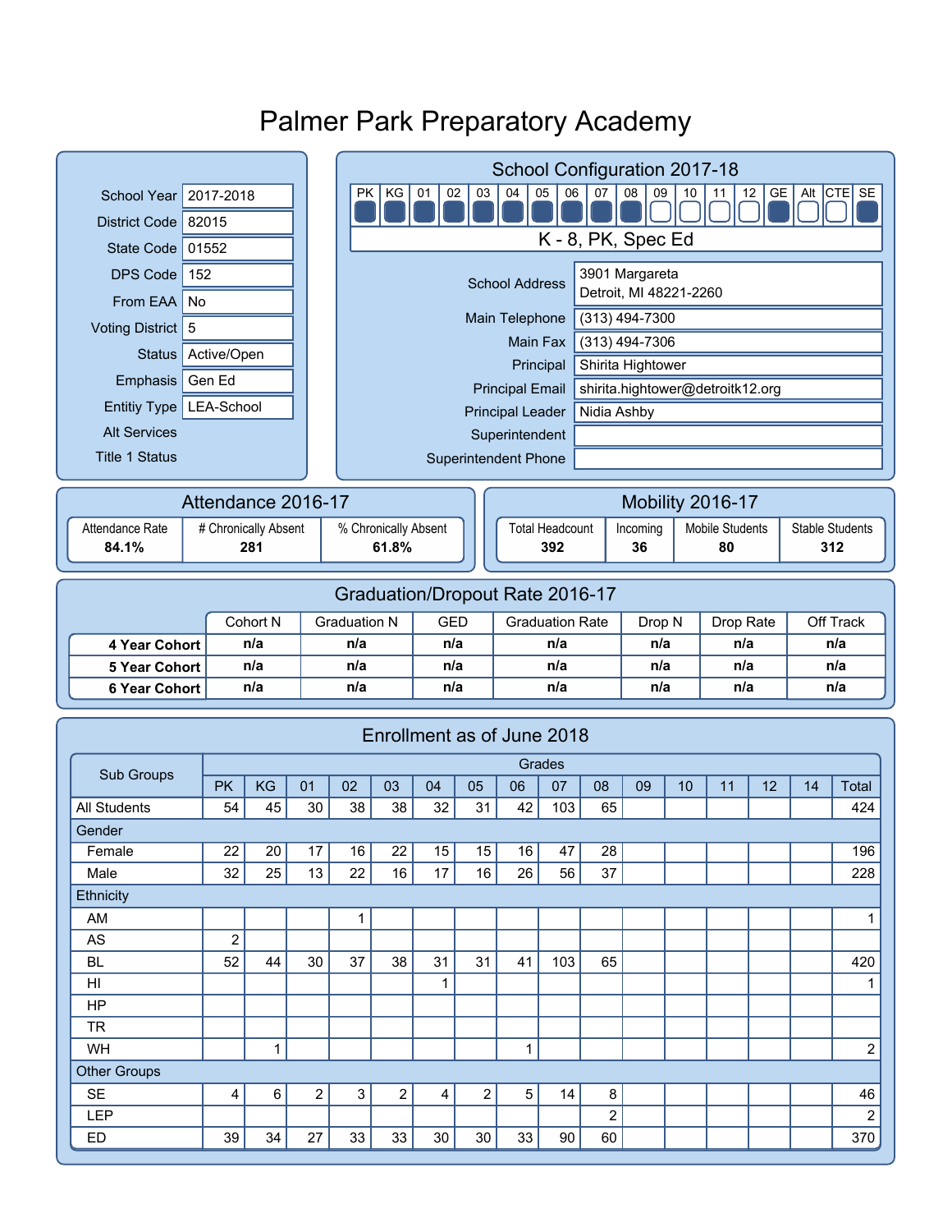# Palmer Park Preparatory Academy

| | |
|---|---|
| School Year | 2017-2018 |
| District Code | 82015 |
| State Code | 01552 |
| DPS Code | 152 |
| From EAA | No |
| Voting District | 5 |
| Status | Active/Open |
| Emphasis | Gen Ed |
| Entitiy Type | LEA-School |
| Alt Services | |
| Title 1 Status | |

## School Configuration 2017-18

| PK | KG | 01 | 02 | 03 | 04 | 05 | 06 | 07 | 08 | 09 | 10 | 11 | 12 | GE | Alt | CTE | SE |
|---|---|---|---|---|---|---|---|---|---|---|---|---|---|---|---|---|---|
| ■ | ■ | ■ | ■ | ■ | ■ | ■ | ■ | ■ | ■ | □ | □ | □ | □ | ■ | □ | □ | ■ |

K - 8, PK, Spec Ed

| | |
|---|---|
| School Address | 3901 Margareta<br>Detroit, MI 48221-2260 |
| Main Telephone | (313) 494-7300 |
| Main Fax | (313) 494-7306 |
| Principal | Shirita Hightower |
| Principal Email | shirita.hightower@detroitk12.org |
| Principal Leader | Nidia Ashby |
| Superintendent | |
| Superintendent Phone | |

## Attendance 2016-17

| Attendance Rate | # Chronically Absent | % Chronically Absent |
|---|---|---|
| 84.1% | 281 | 61.8% |

## Mobility 2016-17

| Total Headcount | Incoming | Mobile Students | Stable Students |
|---|---|---|---|
| 392 | 36 | 80 | 312 |

## Graduation/Dropout Rate 2016-17

| | Cohort N | Graduation N | GED | Graduation Rate | Drop N | Drop Rate | Off Track |
|---|---|---|---|---|---|---|---|
| 4 Year Cohort | n/a | n/a | n/a | n/a | n/a | n/a | n/a |
| 5 Year Cohort | n/a | n/a | n/a | n/a | n/a | n/a | n/a |
| 6 Year Cohort | n/a | n/a | n/a | n/a | n/a | n/a | n/a |

## Enrollment as of June 2018

| Sub Groups | Grades | | | | | | | | | | | | | | | |
|---|---|---|---|---|---|---|---|---|---|---|---|---|---|---|---|---|
| | PK | KG | 01 | 02 | 03 | 04 | 05 | 06 | 07 | 08 | 09 | 10 | 11 | 12 | 14 | Total |
| All Students | 54 | 45 | 30 | 38 | 38 | 32 | 31 | 42 | 103 | 65 | | | | | | 424 |
| Gender | | | | | | | | | | | | | | | | |
| Female | 22 | 20 | 17 | 16 | 22 | 15 | 15 | 16 | 47 | 28 | | | | | | 196 |
| Male | 32 | 25 | 13 | 22 | 16 | 17 | 16 | 26 | 56 | 37 | | | | | | 228 |
| Ethnicity | | | | | | | | | | | | | | | | |
| AM | | | | 1 | | | | | | | | | | | | 1 |
| AS | 2 | | | | | | | | | | | | | | | |
| BL | 52 | 44 | 30 | 37 | 38 | 31 | 31 | 41 | 103 | 65 | | | | | | 420 |
| HI | | | | | | 1 | | | | | | | | | | 1 |
| HP | | | | | | | | | | | | | | | | |
| TR | | | | | | | | | | | | | | | | |
| WH | | 1 | | | | | | 1 | | | | | | | | 2 |
| Other Groups | | | | | | | | | | | | | | | | |
| SE | 4 | 6 | 2 | 3 | 2 | 4 | 2 | 5 | 14 | 8 | | | | | | 46 |
| LEP | | | | | | | | | | 2 | | | | | | 2 |
| ED | 39 | 34 | 27 | 33 | 33 | 30 | 30 | 33 | 90 | 60 | | | | | | 370 |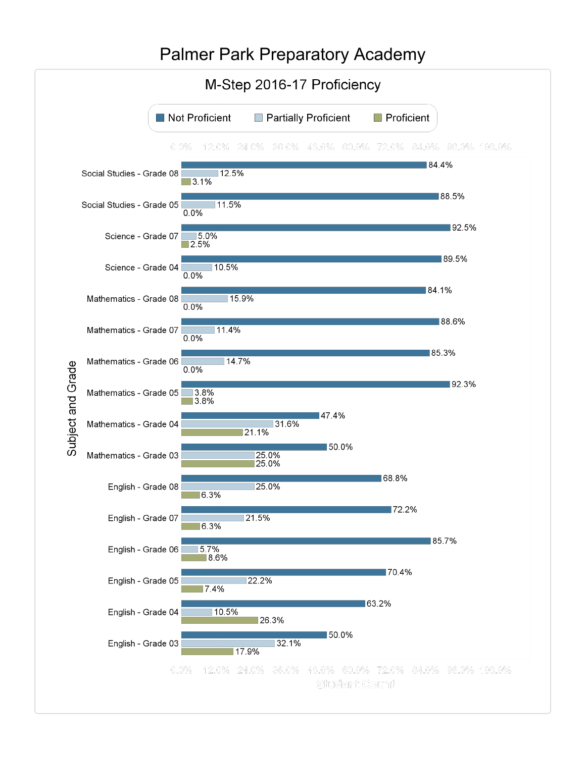# Palmer Park Preparatory Academy

## M-Step 2016-17 Proficiency

| Subject and Grade | Not Proficient | Partially Proficient | Proficient |
|---|---|---|---|
| Social Studies - Grade 08 | 84.4% | 12.5% | 3.1% |
| Social Studies - Grade 05 | 88.5% | 11.5% | 0.0% |
| Science - Grade 07 | 92.5% | 5.0% | 2.5% |
| Science - Grade 04 | 89.5% | 10.5% | 0.0% |
| Mathematics - Grade 08 | 84.1% | 15.9% | 0.0% |
| Mathematics - Grade 07 | 88.6% | 11.4% | 0.0% |
| Mathematics - Grade 06 | 85.3% | 14.7% | 0.0% |
| Mathematics - Grade 05 | 92.3% | 3.8% | 3.8% |
| Mathematics - Grade 04 | 47.4% | 31.6% | 21.1% |
| Mathematics - Grade 03 | 50.0% | 25.0% | 25.0% |
| English - Grade 08 | 68.8% | 25.0% | 6.3% |
| English - Grade 07 | 72.2% | 21.5% | 6.3% |
| English - Grade 06 | 85.7% | 5.7% | 8.6% |
| English - Grade 05 | 70.4% | 22.2% | 7.4% |
| English - Grade 04 | 63.2% | 10.5% | 26.3% |
| English - Grade 03 | 50.0% | 32.1% | 17.9% |

Student Count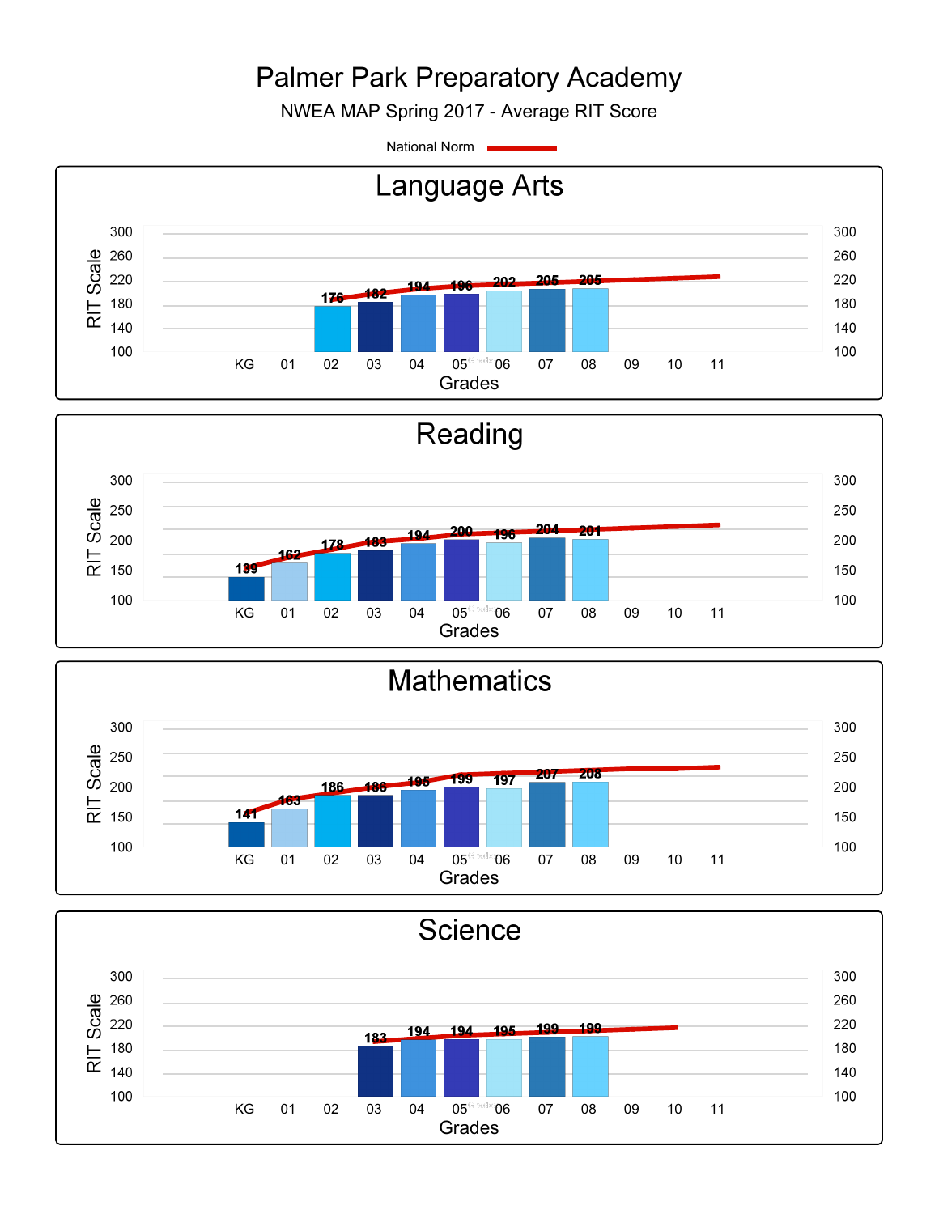# Palmer Park Preparatory Academy

NWEA MAP Spring 2017 - Average RIT Score

National Norm

## Language Arts

| Grades | KG | 01 | 02 | 03 | 04 | 05 | 06 | 07 | 08 | 09 | 10 | 11 |
|---|---|---|---|---|---|---|---|---|---|---|---|---|
| RIT Scale | | | 176 | 182 | 194 | 196 | 202 | 205 | 205 | | | |

## Reading

| Grades | KG | 01 | 02 | 03 | 04 | 05 | 06 | 07 | 08 | 09 | 10 | 11 |
|---|---|---|---|---|---|---|---|---|---|---|---|---|
| RIT Scale | 139 | 162 | 178 | 183 | 194 | 200 | 196 | 204 | 201 | | | |

## Mathematics

| Grades | KG | 01 | 02 | 03 | 04 | 05 | 06 | 07 | 08 | 09 | 10 | 11 |
|---|---|---|---|---|---|---|---|---|---|---|---|---|
| RIT Scale | 141 | 163 | 186 | 186 | 195 | 199 | 197 | 207 | 208 | | | |

## Science

| Grades | KG | 01 | 02 | 03 | 04 | 05 | 06 | 07 | 08 | 09 | 10 | 11 |
|---|---|---|---|---|---|---|---|---|---|---|---|---|
| RIT Scale | | | | 183 | 194 | 194 | 195 | 199 | 199 | | | |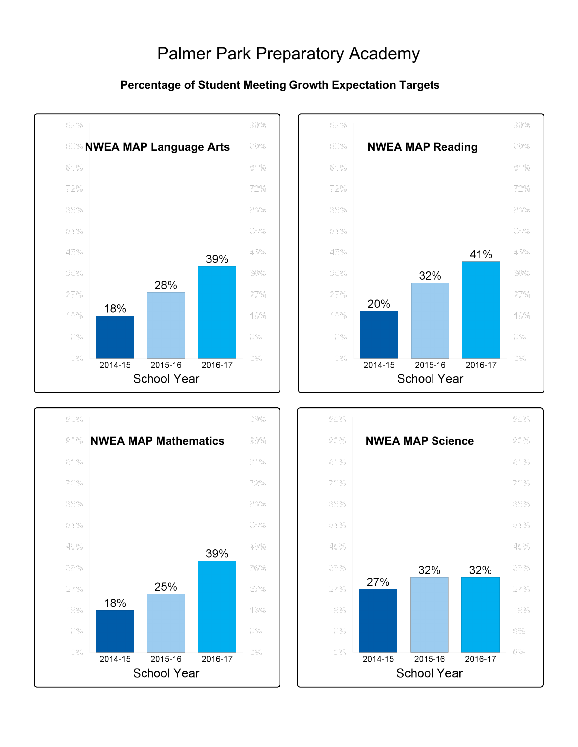# Palmer Park Preparatory Academy

**Percentage of Student Meeting Growth Expectation Targets**

**NWEA MAP Language Arts**

18%
28%
39%

2014-15
2015-16
2016-17

School Year

**NWEA MAP Reading**

20%
32%
41%

2014-15
2015-16
2016-17

School Year

**NWEA MAP Mathematics**

18%
25%
39%

2014-15
2015-16
2016-17

School Year

**NWEA MAP Science**

27%
32%
32%

2014-15
2015-16
2016-17

School Year